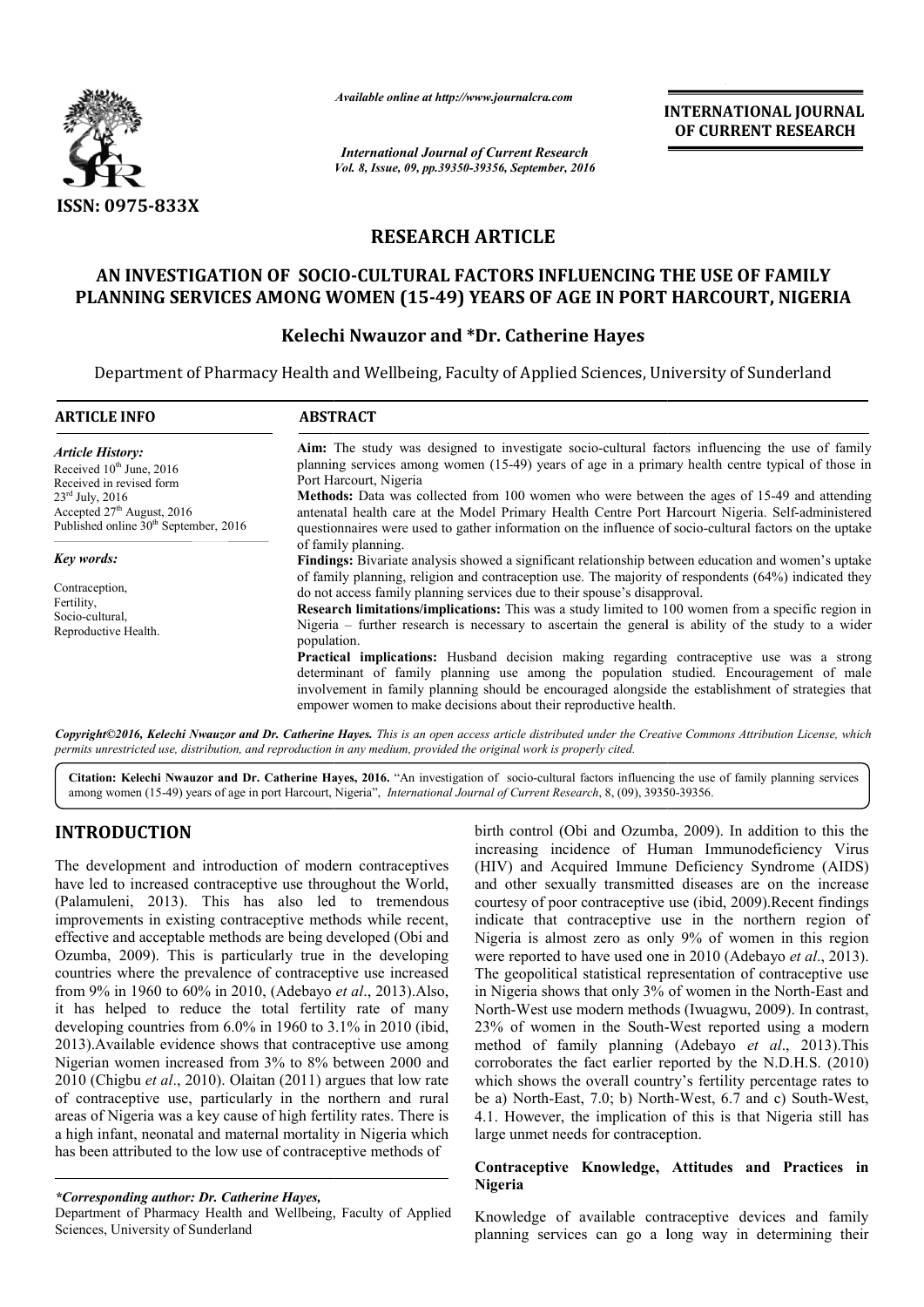ISSN: 0975-833X

*Available online at http://www.journalcra.com*

*International Journal of Current Research*
*Vol. 8, Issue, 09, pp.39350-39356, September, 2016*

**INTERNATIONAL JOURNAL OF CURRENT RESEARCH**

# RESEARCH ARTICLE

# AN INVESTIGATION OF SOCIO-CULTURAL FACTORS INFLUENCING THE USE OF FAMILY PLANNING SERVICES AMONG WOMEN (15-49) YEARS OF AGE IN PORT HARCOURT, NIGERIA

**Kelechi Nwauzor and \*Dr. Catherine Hayes**

Department of Pharmacy Health and Wellbeing, Faculty of Applied Sciences, University of Sunderland

## ARTICLE INFO

*Article History:*
Received 10th June, 2016
Received in revised form 23rd July, 2016
Accepted 27th August, 2016
Published online 30th September, 2016

*Key words:*
Contraception,
Fertility,
Socio-cultural,
Reproductive Health.

## ABSTRACT

**Aim:** The study was designed to investigate socio-cultural factors influencing the use of family planning services among women (15-49) years of age in a primary health centre typical of those in Port Harcourt, Nigeria

**Methods:** Data was collected from 100 women who were between the ages of 15-49 and attending antenatal health care at the Model Primary Health Centre Port Harcourt Nigeria. Self-administered questionnaires were used to gather information on the influence of socio-cultural factors on the uptake of family planning.

**Findings:** Bivariate analysis showed a significant relationship between education and women's uptake of family planning, religion and contraception use. The majority of respondents (64%) indicated they do not access family planning services due to their spouse's disapproval.

**Research limitations/implications:** This was a study limited to 100 women from a specific region in Nigeria – further research is necessary to ascertain the general is ability of the study to a wider population.

**Practical implications:** Husband decision making regarding contraceptive use was a strong determinant of family planning use among the population studied. Encouragement of male involvement in family planning should be encouraged alongside the establishment of strategies that empower women to make decisions about their reproductive health.

*Copyright©2016, Kelechi Nwauzor and Dr. Catherine Hayes. This is an open access article distributed under the Creative Commons Attribution License, which permits unrestricted use, distribution, and reproduction in any medium, provided the original work is properly cited.*

**Citation: Kelechi Nwauzor and Dr. Catherine Hayes, 2016.** "An investigation of socio-cultural factors influencing the use of family planning services among women (15-49) years of age in port Harcourt, Nigeria", *International Journal of Current Research*, 8, (09), 39350-39356.

## INTRODUCTION

The development and introduction of modern contraceptives have led to increased contraceptive use throughout the World, (Palamuleni, 2013). This has also led to tremendous improvements in existing contraceptive methods while recent, effective and acceptable methods are being developed (Obi and Ozumba, 2009). This is particularly true in the developing countries where the prevalence of contraceptive use increased from 9% in 1960 to 60% in 2010, (Adebayo *et al*., 2013).Also, it has helped to reduce the total fertility rate of many developing countries from 6.0% in 1960 to 3.1% in 2010 (ibid, 2013).Available evidence shows that contraceptive use among Nigerian women increased from 3% to 8% between 2000 and 2010 (Chigbu *et al*., 2010). Olaitan (2011) argues that low rate of contraceptive use, particularly in the northern and rural areas of Nigeria was a key cause of high fertility rates. There is a high infant, neonatal and maternal mortality in Nigeria which has been attributed to the low use of contraceptive methods of birth control (Obi and Ozumba, 2009). In addition to this the increasing incidence of Human Immunodeficiency Virus (HIV) and Acquired Immune Deficiency Syndrome (AIDS) and other sexually transmitted diseases are on the increase courtesy of poor contraceptive use (ibid, 2009).Recent findings indicate that contraceptive use in the northern region of Nigeria is almost zero as only 9% of women in this region were reported to have used one in 2010 (Adebayo *et al*., 2013). The geopolitical statistical representation of contraceptive use in Nigeria shows that only 3% of women in the North-East and North-West use modern methods (Iwuagwu, 2009). In contrast, 23% of women in the South-West reported using a modern method of family planning (Adebayo *et al*., 2013).This corroborates the fact earlier reported by the N.D.H.S. (2010) which shows the overall country's fertility percentage rates to be a) North-East, 7.0; b) North-West, 6.7 and c) South-West, 4.1. However, the implication of this is that Nigeria still has large unmet needs for contraception.

### Contraceptive Knowledge, Attitudes and Practices in Nigeria

Knowledge of available contraceptive devices and family planning services can go a long way in determining their

*\*Corresponding author: Dr. Catherine Hayes,*
Department of Pharmacy Health and Wellbeing, Faculty of Applied Sciences, University of Sunderland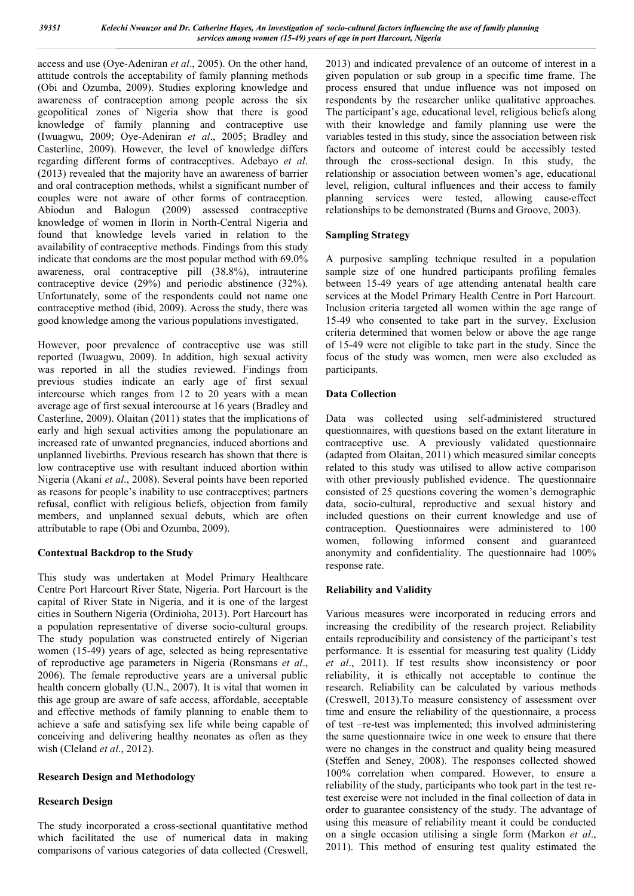access and use (Oye-Adeniran *et al*., 2005). On the other hand, attitude controls the acceptability of family planning methods (Obi and Ozumba, 2009). Studies exploring knowledge and awareness of contraception among people across the six geopolitical zones of Nigeria show that there is good knowledge of family planning and contraceptive use (Iwuagwu, 2009; Oye-Adeniran *et al*., 2005; Bradley and Casterline, 2009). However, the level of knowledge differs regarding different forms of contraceptives. Adebayo *et al*. (2013) revealed that the majority have an awareness of barrier and oral contraception methods, whilst a significant number of couples were not aware of other forms of contraception. Abiodun and Balogun (2009) assessed contraceptive knowledge of women in Ilorin in North-Central Nigeria and found that knowledge levels varied in relation to the availability of contraceptive methods. Findings from this study indicate that condoms are the most popular method with 69.0% awareness, oral contraceptive pill (38.8%), intrauterine contraceptive device (29%) and periodic abstinence (32%). Unfortunately, some of the respondents could not name one contraceptive method (ibid, 2009). Across the study, there was good knowledge among the various populations investigated.

However, poor prevalence of contraceptive use was still reported (Iwuagwu, 2009). In addition, high sexual activity was reported in all the studies reviewed. Findings from previous studies indicate an early age of first sexual intercourse which ranges from 12 to 20 years with a mean average age of first sexual intercourse at 16 years (Bradley and Casterline, 2009). Olaitan (2011) states that the implications of early and high sexual activities among the populationare an increased rate of unwanted pregnancies, induced abortions and unplanned livebirths. Previous research has shown that there is low contraceptive use with resultant induced abortion within Nigeria (Akani *et al*., 2008). Several points have been reported as reasons for people's inability to use contraceptives; partners refusal, conflict with religious beliefs, objection from family members, and unplanned sexual debuts, which are often attributable to rape (Obi and Ozumba, 2009).

## Contextual Backdrop to the Study

This study was undertaken at Model Primary Healthcare Centre Port Harcourt River State, Nigeria. Port Harcourt is the capital of River State in Nigeria, and it is one of the largest cities in Southern Nigeria (Ordinioha, 2013). Port Harcourt has a population representative of diverse socio-cultural groups. The study population was constructed entirely of Nigerian women (15-49) years of age, selected as being representative of reproductive age parameters in Nigeria (Ronsmans *et al*., 2006). The female reproductive years are a universal public health concern globally (U.N., 2007). It is vital that women in this age group are aware of safe access, affordable, acceptable and effective methods of family planning to enable them to achieve a safe and satisfying sex life while being capable of conceiving and delivering healthy neonates as often as they wish (Cleland *et al*., 2012).

## Research Design and Methodology

### Research Design

The study incorporated a cross-sectional quantitative method which facilitated the use of numerical data in making comparisons of various categories of data collected (Creswell, 2013) and indicated prevalence of an outcome of interest in a given population or sub group in a specific time frame. The process ensured that undue influence was not imposed on respondents by the researcher unlike qualitative approaches. The participant's age, educational level, religious beliefs along with their knowledge and family planning use were the variables tested in this study, since the association between risk factors and outcome of interest could be accessibly tested through the cross-sectional design. In this study, the relationship or association between women's age, educational level, religion, cultural influences and their access to family planning services were tested, allowing cause-effect relationships to be demonstrated (Burns and Groove, 2003).

### Sampling Strategy

A purposive sampling technique resulted in a population sample size of one hundred participants profiling females between 15-49 years of age attending antenatal health care services at the Model Primary Health Centre in Port Harcourt. Inclusion criteria targeted all women within the age range of 15-49 who consented to take part in the survey. Exclusion criteria determined that women below or above the age range of 15-49 were not eligible to take part in the study. Since the focus of the study was women, men were also excluded as participants.

### Data Collection

Data was collected using self-administered structured questionnaires, with questions based on the extant literature in contraceptive use. A previously validated questionnaire (adapted from Olaitan, 2011) which measured similar concepts related to this study was utilised to allow active comparison with other previously published evidence. The questionnaire consisted of 25 questions covering the women's demographic data, socio-cultural, reproductive and sexual history and included questions on their current knowledge and use of contraception. Questionnaires were administered to 100 women, following informed consent and guaranteed anonymity and confidentiality. The questionnaire had 100% response rate.

### Reliability and Validity

Various measures were incorporated in reducing errors and increasing the credibility of the research project. Reliability entails reproducibility and consistency of the participant's test performance. It is essential for measuring test quality (Liddy *et al*., 2011). If test results show inconsistency or poor reliability, it is ethically not acceptable to continue the research. Reliability can be calculated by various methods (Creswell, 2013).To measure consistency of assessment over time and ensure the reliability of the questionnaire, a process of test –re-test was implemented; this involved administering the same questionnaire twice in one week to ensure that there were no changes in the construct and quality being measured (Steffen and Seney, 2008). The responses collected showed 100% correlation when compared. However, to ensure a reliability of the study, participants who took part in the test re-test exercise were not included in the final collection of data in order to guarantee consistency of the study. The advantage of using this measure of reliability meant it could be conducted on a single occasion utilising a single form (Markon *et al*., 2011). This method of ensuring test quality estimated the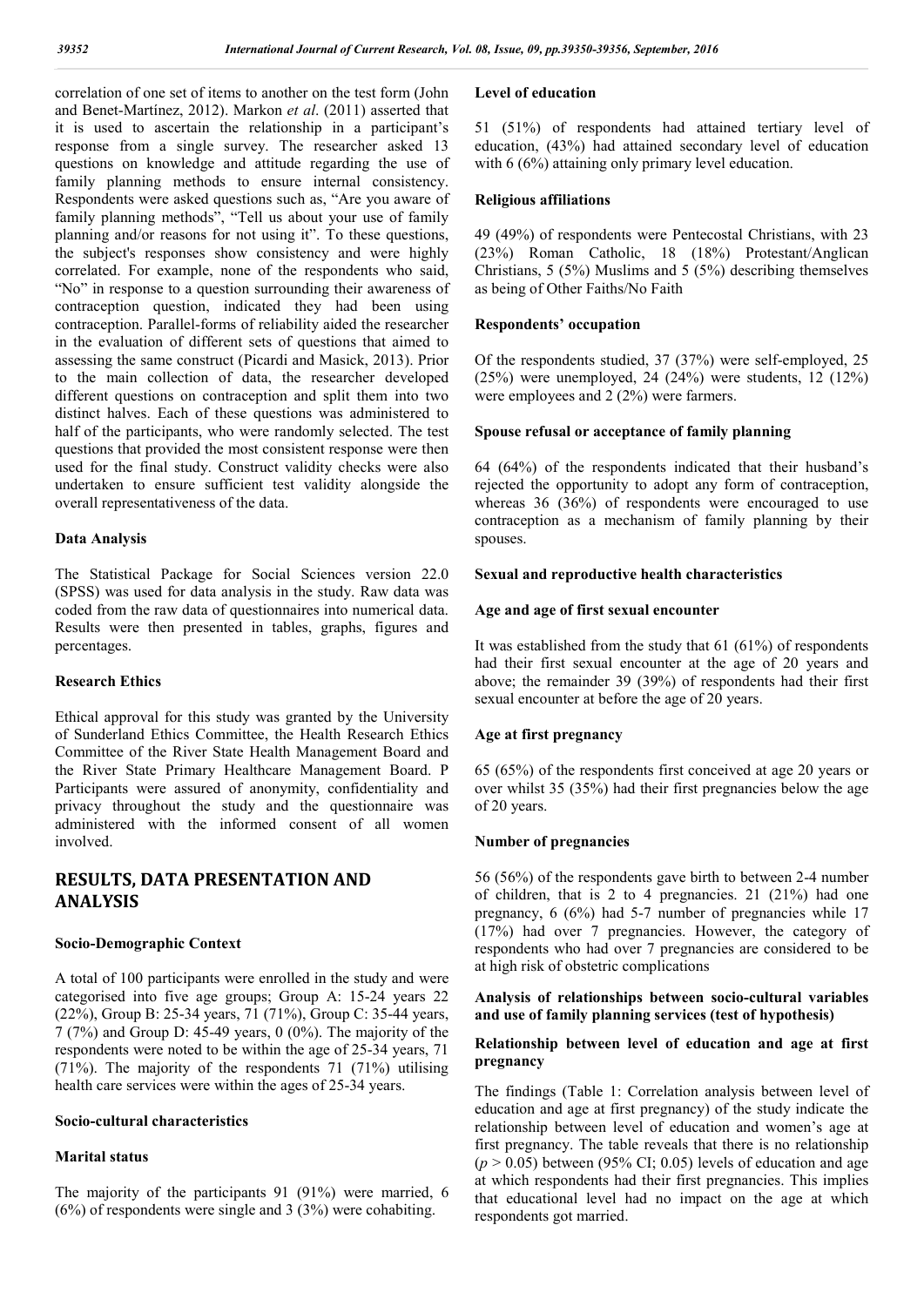correlation of one set of items to another on the test form (John and Benet-Martínez, 2012). Markon *et al*. (2011) asserted that it is used to ascertain the relationship in a participant's response from a single survey. The researcher asked 13 questions on knowledge and attitude regarding the use of family planning methods to ensure internal consistency. Respondents were asked questions such as, "Are you aware of family planning methods", "Tell us about your use of family planning and/or reasons for not using it". To these questions, the subject's responses show consistency and were highly correlated. For example, none of the respondents who said, "No" in response to a question surrounding their awareness of contraception question, indicated they had been using contraception. Parallel-forms of reliability aided the researcher in the evaluation of different sets of questions that aimed to assessing the same construct (Picardi and Masick, 2013). Prior to the main collection of data, the researcher developed different questions on contraception and split them into two distinct halves. Each of these questions was administered to half of the participants, who were randomly selected. The test questions that provided the most consistent response were then used for the final study. Construct validity checks were also undertaken to ensure sufficient test validity alongside the overall representativeness of the data.

### Data Analysis

The Statistical Package for Social Sciences version 22.0 (SPSS) was used for data analysis in the study. Raw data was coded from the raw data of questionnaires into numerical data. Results were then presented in tables, graphs, figures and percentages.

### Research Ethics

Ethical approval for this study was granted by the University of Sunderland Ethics Committee, the Health Research Ethics Committee of the River State Health Management Board and the River State Primary Healthcare Management Board. P Participants were assured of anonymity, confidentiality and privacy throughout the study and the questionnaire was administered with the informed consent of all women involved.

## RESULTS, DATA PRESENTATION AND ANALYSIS

### Socio-Demographic Context

A total of 100 participants were enrolled in the study and were categorised into five age groups; Group A: 15-24 years 22 (22%), Group B: 25-34 years, 71 (71%), Group C: 35-44 years, 7 (7%) and Group D: 45-49 years, 0 (0%). The majority of the respondents were noted to be within the age of 25-34 years, 71 (71%). The majority of the respondents 71 (71%) utilising health care services were within the ages of 25-34 years.

### Socio-cultural characteristics

### Marital status

The majority of the participants 91 (91%) were married, 6 (6%) of respondents were single and 3 (3%) were cohabiting.

### Level of education

51 (51%) of respondents had attained tertiary level of education, (43%) had attained secondary level of education with 6 (6%) attaining only primary level education.

### Religious affiliations

49 (49%) of respondents were Pentecostal Christians, with 23 (23%) Roman Catholic, 18 (18%) Protestant/Anglican Christians, 5 (5%) Muslims and 5 (5%) describing themselves as being of Other Faiths/No Faith

### Respondents' occupation

Of the respondents studied, 37 (37%) were self-employed, 25 (25%) were unemployed, 24 (24%) were students, 12 (12%) were employees and 2 (2%) were farmers.

### Spouse refusal or acceptance of family planning

64 (64%) of the respondents indicated that their husband's rejected the opportunity to adopt any form of contraception, whereas 36 (36%) of respondents were encouraged to use contraception as a mechanism of family planning by their spouses.

### Sexual and reproductive health characteristics

### Age and age of first sexual encounter

It was established from the study that 61 (61%) of respondents had their first sexual encounter at the age of 20 years and above; the remainder 39 (39%) of respondents had their first sexual encounter at before the age of 20 years.

### Age at first pregnancy

65 (65%) of the respondents first conceived at age 20 years or over whilst 35 (35%) had their first pregnancies below the age of 20 years.

### Number of pregnancies

56 (56%) of the respondents gave birth to between 2-4 number of children, that is 2 to 4 pregnancies. 21 (21%) had one pregnancy, 6 (6%) had 5-7 number of pregnancies while 17 (17%) had over 7 pregnancies. However, the category of respondents who had over 7 pregnancies are considered to be at high risk of obstetric complications

### Analysis of relationships between socio-cultural variables and use of family planning services (test of hypothesis)

### Relationship between level of education and age at first pregnancy

The findings (Table 1: Correlation analysis between level of education and age at first pregnancy) of the study indicate the relationship between level of education and women's age at first pregnancy. The table reveals that there is no relationship ($p > 0.05$) between (95% CI; 0.05) levels of education and age at which respondents had their first pregnancies. This implies that educational level had no impact on the age at which respondents got married.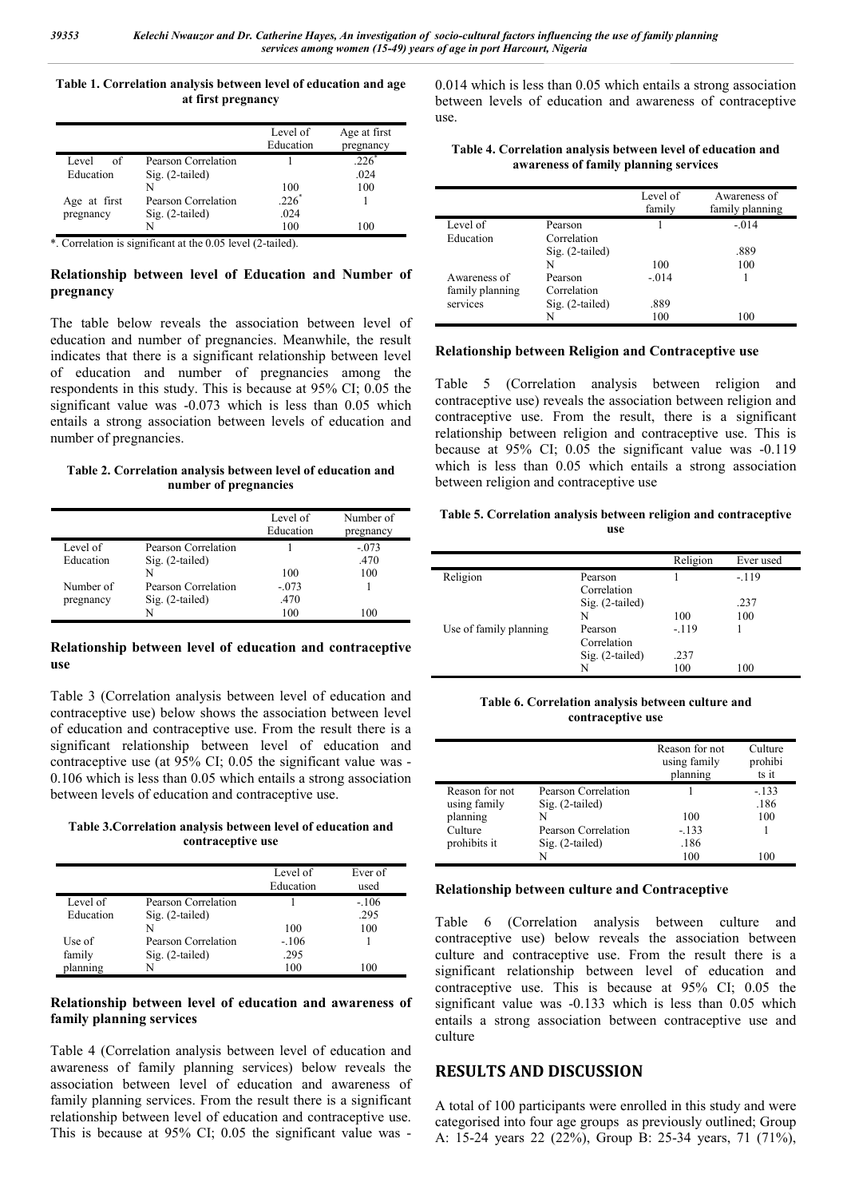**Table 1. Correlation analysis between level of education and age at first pregnancy**

| | | Level of Education | Age at first pregnancy |
|---|---|---|---|
| Level of Education | Pearson Correlation | 1 | .226* |
| | Sig. (2-tailed) | | .024 |
| | N | 100 | 100 |
| Age at first pregnancy | Pearson Correlation | .226* | 1 |
| | Sig. (2-tailed) | .024 | |
| | N | 100 | 100 |

*. Correlation is significant at the 0.05 level (2-tailed).

### Relationship between level of Education and Number of pregnancy

The table below reveals the association between level of education and number of pregnancies. Meanwhile, the result indicates that there is a significant relationship between level of education and number of pregnancies among the respondents in this study. This is because at 95% CI; 0.05 the significant value was -0.073 which is less than 0.05 which entails a strong association between levels of education and number of pregnancies.

**Table 2. Correlation analysis between level of education and number of pregnancies**

| | | Level of Education | Number of pregnancy |
|---|---|---|---|
| Level of Education | Pearson Correlation | 1 | -.073 |
| | Sig. (2-tailed) | | .470 |
| | N | 100 | 100 |
| Number of pregnancy | Pearson Correlation | -.073 | 1 |
| | Sig. (2-tailed) | .470 | |
| | N | 100 | 100 |

### Relationship between level of education and contraceptive use

Table 3 (Correlation analysis between level of education and contraceptive use) below shows the association between level of education and contraceptive use. From the result there is a significant relationship between level of education and contraceptive use (at 95% CI; 0.05 the significant value was -0.106 which is less than 0.05 which entails a strong association between levels of education and contraceptive use.

**Table 3.Correlation analysis between level of education and contraceptive use**

| | | Level of Education | Ever of used |
|---|---|---|---|
| Level of Education | Pearson Correlation | 1 | -.106 |
| | Sig. (2-tailed) | | .295 |
| | N | 100 | 100 |
| Use of family planning | Pearson Correlation | -.106 | 1 |
| | Sig. (2-tailed) | .295 | |
| | N | 100 | 100 |

### Relationship between level of education and awareness of family planning services

Table 4 (Correlation analysis between level of education and awareness of family planning services) below reveals the association between level of education and awareness of family planning services. From the result there is a significant relationship between level of education and contraceptive use. This is because at 95% CI; 0.05 the significant value was -0.014 which is less than 0.05 which entails a strong association between levels of education and awareness of contraceptive use.

**Table 4. Correlation analysis between level of education and awareness of family planning services**

| | | Level of family | Awareness of family planning |
|---|---|---|---|
| Level of Education | Pearson Correlation | 1 | -.014 |
| | Sig. (2-tailed) | | .889 |
| | N | 100 | 100 |
| Awareness of family planning services | Pearson Correlation | -.014 | 1 |
| | Sig. (2-tailed) | .889 | |
| | N | 100 | 100 |

### Relationship between Religion and Contraceptive use

Table 5 (Correlation analysis between religion and contraceptive use) reveals the association between religion and contraceptive use. From the result, there is a significant relationship between religion and contraceptive use. This is because at 95% CI; 0.05 the significant value was -0.119 which is less than 0.05 which entails a strong association between religion and contraceptive use

**Table 5. Correlation analysis between religion and contraceptive use**

| | | Religion | Ever used |
|---|---|---|---|
| Religion | Pearson Correlation | 1 | -.119 |
| | Sig. (2-tailed) | | .237 |
| | N | 100 | 100 |
| Use of family planning | Pearson Correlation | -.119 | 1 |
| | Sig. (2-tailed) | .237 | |
| | N | 100 | 100 |

**Table 6. Correlation analysis between culture and contraceptive use**

| | | Reason for not using family planning | Culture prohibits it |
|---|---|---|---|
| Reason for not using family planning | Pearson Correlation | 1 | -.133 |
| | Sig. (2-tailed) | | .186 |
| | N | 100 | 100 |
| Culture prohibits it | Pearson Correlation | -.133 | 1 |
| | Sig. (2-tailed) | .186 | |
| | N | 100 | 100 |

### Relationship between culture and Contraceptive

Table 6 (Correlation analysis between culture and contraceptive use) below reveals the association between culture and contraceptive use. From the result there is a significant relationship between level of education and contraceptive use. This is because at 95% CI; 0.05 the significant value was -0.133 which is less than 0.05 which entails a strong association between contraceptive use and culture

## RESULTS AND DISCUSSION

A total of 100 participants were enrolled in this study and were categorised into four age groups as previously outlined; Group A: 15-24 years 22 (22%), Group B: 25-34 years, 71 (71%),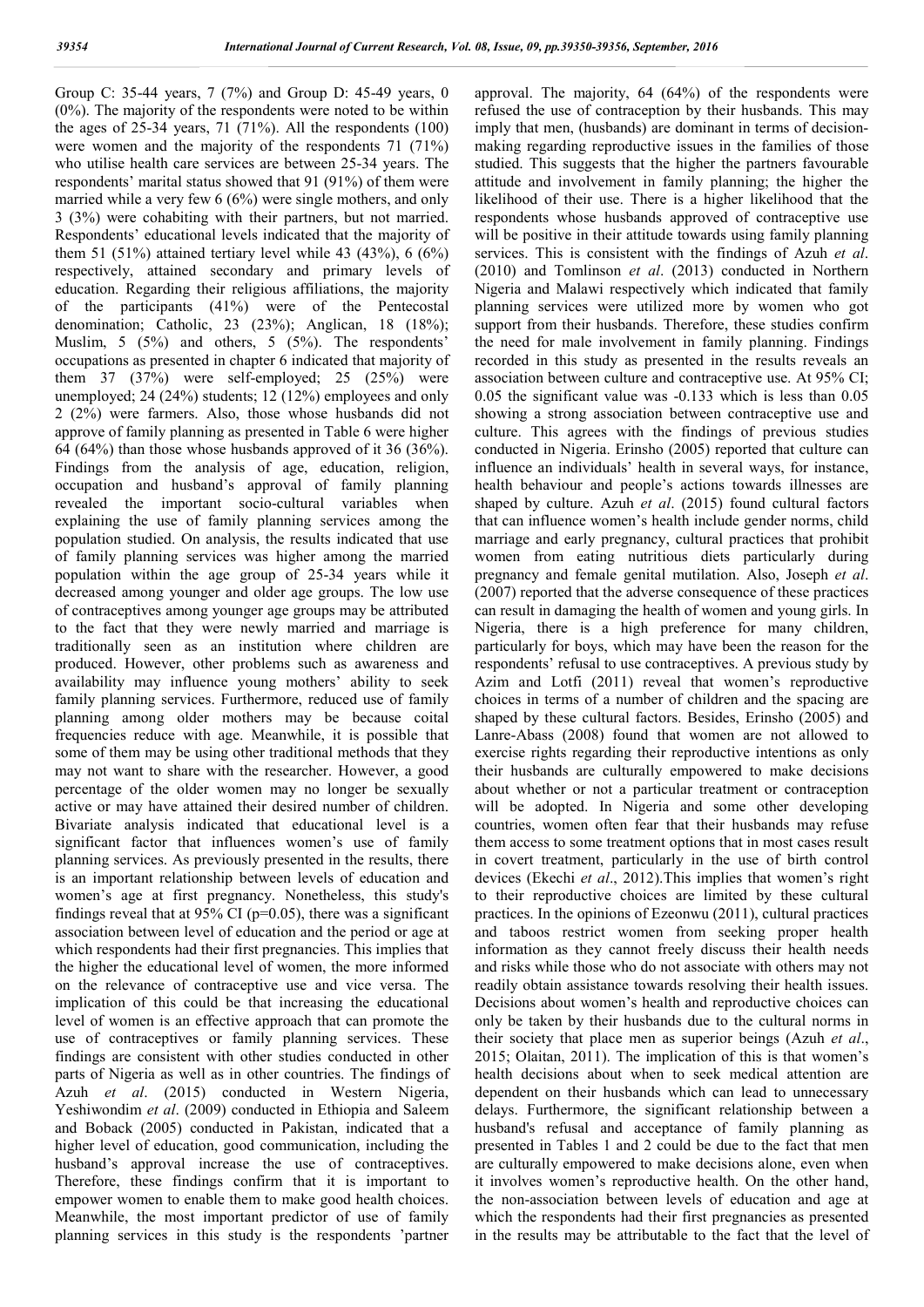Group C: 35-44 years, 7 (7%) and Group D: 45-49 years, 0 (0%). The majority of the respondents were noted to be within the ages of 25-34 years, 71 (71%). All the respondents (100) were women and the majority of the respondents 71 (71%) who utilise health care services are between 25-34 years. The respondents' marital status showed that 91 (91%) of them were married while a very few 6 (6%) were single mothers, and only 3 (3%) were cohabiting with their partners, but not married. Respondents' educational levels indicated that the majority of them 51 (51%) attained tertiary level while 43 (43%), 6 (6%) respectively, attained secondary and primary levels of education. Regarding their religious affiliations, the majority of the participants (41%) were of the Pentecostal denomination; Catholic, 23 (23%); Anglican, 18 (18%); Muslim, 5 (5%) and others, 5 (5%). The respondents' occupations as presented in chapter 6 indicated that majority of them 37 (37%) were self-employed; 25 (25%) were unemployed; 24 (24%) students; 12 (12%) employees and only 2 (2%) were farmers. Also, those whose husbands did not approve of family planning as presented in Table 6 were higher 64 (64%) than those whose husbands approved of it 36 (36%). Findings from the analysis of age, education, religion, occupation and husband's approval of family planning revealed the important socio-cultural variables when explaining the use of family planning services among the population studied. On analysis, the results indicated that use of family planning services was higher among the married population within the age group of 25-34 years while it decreased among younger and older age groups. The low use of contraceptives among younger age groups may be attributed to the fact that they were newly married and marriage is traditionally seen as an institution where children are produced. However, other problems such as awareness and availability may influence young mothers' ability to seek family planning services. Furthermore, reduced use of family planning among older mothers may be because coital frequencies reduce with age. Meanwhile, it is possible that some of them may be using other traditional methods that they may not want to share with the researcher. However, a good percentage of the older women may no longer be sexually active or may have attained their desired number of children. Bivariate analysis indicated that educational level is a significant factor that influences women's use of family planning services. As previously presented in the results, there is an important relationship between levels of education and women's age at first pregnancy. Nonetheless, this study's findings reveal that at 95% CI ($p=0.05$), there was a significant association between level of education and the period or age at which respondents had their first pregnancies. This implies that the higher the educational level of women, the more informed on the relevance of contraceptive use and vice versa. The implication of this could be that increasing the educational level of women is an effective approach that can promote the use of contraceptives or family planning services. These findings are consistent with other studies conducted in other parts of Nigeria as well as in other countries. The findings of Azuh *et al*. (2015) conducted in Western Nigeria, Yeshiwondim *et al*. (2009) conducted in Ethiopia and Saleem and Boback (2005) conducted in Pakistan, indicated that a higher level of education, good communication, including the husband's approval increase the use of contraceptives. Therefore, these findings confirm that it is important to empower women to enable them to make good health choices. Meanwhile, the most important predictor of use of family planning services in this study is the respondents 'partner approval. The majority, 64 (64%) of the respondents were refused the use of contraception by their husbands. This may imply that men, (husbands) are dominant in terms of decision-making regarding reproductive issues in the families of those studied. This suggests that the higher the partners favourable attitude and involvement in family planning; the higher the likelihood of their use. There is a higher likelihood that the respondents whose husbands approved of contraceptive use will be positive in their attitude towards using family planning services. This is consistent with the findings of Azuh *et al*. (2010) and Tomlinson *et al*. (2013) conducted in Northern Nigeria and Malawi respectively which indicated that family planning services were utilized more by women who got support from their husbands. Therefore, these studies confirm the need for male involvement in family planning. Findings recorded in this study as presented in the results reveals an association between culture and contraceptive use. At 95% CI; 0.05 the significant value was -0.133 which is less than 0.05 showing a strong association between contraceptive use and culture. This agrees with the findings of previous studies conducted in Nigeria. Erinsho (2005) reported that culture can influence an individuals' health in several ways, for instance, health behaviour and people's actions towards illnesses are shaped by culture. Azuh *et al*. (2015) found cultural factors that can influence women's health include gender norms, child marriage and early pregnancy, cultural practices that prohibit women from eating nutritious diets particularly during pregnancy and female genital mutilation. Also, Joseph *et al*. (2007) reported that the adverse consequence of these practices can result in damaging the health of women and young girls. In Nigeria, there is a high preference for many children, particularly for boys, which may have been the reason for the respondents' refusal to use contraceptives. A previous study by Azim and Lotfi (2011) reveal that women's reproductive choices in terms of a number of children and the spacing are shaped by these cultural factors. Besides, Erinsho (2005) and Lanre-Abass (2008) found that women are not allowed to exercise rights regarding their reproductive intentions as only their husbands are culturally empowered to make decisions about whether or not a particular treatment or contraception will be adopted. In Nigeria and some other developing countries, women often fear that their husbands may refuse them access to some treatment options that in most cases result in covert treatment, particularly in the use of birth control devices (Ekechi *et al*., 2012).This implies that women's right to their reproductive choices are limited by these cultural practices. In the opinions of Ezeonwu (2011), cultural practices and taboos restrict women from seeking proper health information as they cannot freely discuss their health needs and risks while those who do not associate with others may not readily obtain assistance towards resolving their health issues. Decisions about women's health and reproductive choices can only be taken by their husbands due to the cultural norms in their society that place men as superior beings (Azuh *et al*., 2015; Olaitan, 2011). The implication of this is that women's health decisions about when to seek medical attention are dependent on their husbands which can lead to unnecessary delays. Furthermore, the significant relationship between a husband's refusal and acceptance of family planning as presented in Tables 1 and 2 could be due to the fact that men are culturally empowered to make decisions alone, even when it involves women's reproductive health. On the other hand, the non-association between levels of education and age at which the respondents had their first pregnancies as presented in the results may be attributable to the fact that the level of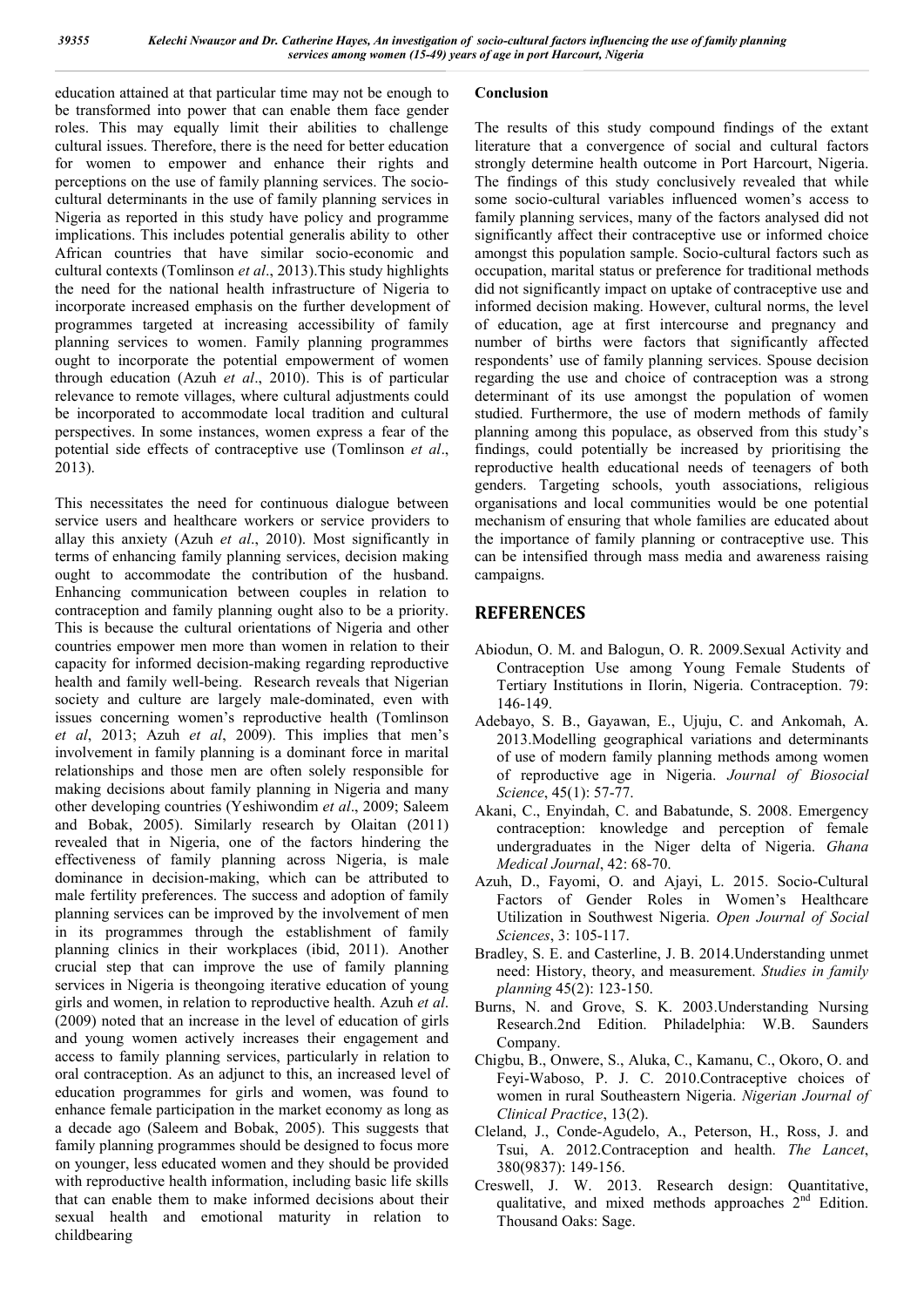education attained at that particular time may not be enough to be transformed into power that can enable them face gender roles. This may equally limit their abilities to challenge cultural issues. Therefore, there is the need for better education for women to empower and enhance their rights and perceptions on the use of family planning services. The socio-cultural determinants in the use of family planning services in Nigeria as reported in this study have policy and programme implications. This includes potential generalis ability to other African countries that have similar socio-economic and cultural contexts (Tomlinson *et al*., 2013).This study highlights the need for the national health infrastructure of Nigeria to incorporate increased emphasis on the further development of programmes targeted at increasing accessibility of family planning services to women. Family planning programmes ought to incorporate the potential empowerment of women through education (Azuh *et al*., 2010). This is of particular relevance to remote villages, where cultural adjustments could be incorporated to accommodate local tradition and cultural perspectives. In some instances, women express a fear of the potential side effects of contraceptive use (Tomlinson *et al*., 2013).

This necessitates the need for continuous dialogue between service users and healthcare workers or service providers to allay this anxiety (Azuh *et al*., 2010). Most significantly in terms of enhancing family planning services, decision making ought to accommodate the contribution of the husband. Enhancing communication between couples in relation to contraception and family planning ought also to be a priority. This is because the cultural orientations of Nigeria and other countries empower men more than women in relation to their capacity for informed decision-making regarding reproductive health and family well-being. Research reveals that Nigerian society and culture are largely male-dominated, even with issues concerning women's reproductive health (Tomlinson *et al*, 2013; Azuh *et al*, 2009). This implies that men's involvement in family planning is a dominant force in marital relationships and those men are often solely responsible for making decisions about family planning in Nigeria and many other developing countries (Yeshiwondim *et al*., 2009; Saleem and Bobak, 2005). Similarly research by Olaitan (2011) revealed that in Nigeria, one of the factors hindering the effectiveness of family planning across Nigeria, is male dominance in decision-making, which can be attributed to male fertility preferences. The success and adoption of family planning services can be improved by the involvement of men in its programmes through the establishment of family planning clinics in their workplaces (ibid, 2011). Another crucial step that can improve the use of family planning services in Nigeria is theongoing iterative education of young girls and women, in relation to reproductive health. Azuh *et al*. (2009) noted that an increase in the level of education of girls and young women actively increases their engagement and access to family planning services, particularly in relation to oral contraception. As an adjunct to this, an increased level of education programmes for girls and women, was found to enhance female participation in the market economy as long as a decade ago (Saleem and Bobak, 2005). This suggests that family planning programmes should be designed to focus more on younger, less educated women and they should be provided with reproductive health information, including basic life skills that can enable them to make informed decisions about their sexual health and emotional maturity in relation to childbearing

## Conclusion

The results of this study compound findings of the extant literature that a convergence of social and cultural factors strongly determine health outcome in Port Harcourt, Nigeria. The findings of this study conclusively revealed that while some socio-cultural variables influenced women's access to family planning services, many of the factors analysed did not significantly affect their contraceptive use or informed choice amongst this population sample. Socio-cultural factors such as occupation, marital status or preference for traditional methods did not significantly impact on uptake of contraceptive use and informed decision making. However, cultural norms, the level of education, age at first intercourse and pregnancy and number of births were factors that significantly affected respondents' use of family planning services. Spouse decision regarding the use and choice of contraception was a strong determinant of its use amongst the population of women studied. Furthermore, the use of modern methods of family planning among this populace, as observed from this study's findings, could potentially be increased by prioritising the reproductive health educational needs of teenagers of both genders. Targeting schools, youth associations, religious organisations and local communities would be one potential mechanism of ensuring that whole families are educated about the importance of family planning or contraceptive use. This can be intensified through mass media and awareness raising campaigns.

## REFERENCES

Abiodun, O. M. and Balogun, O. R. 2009.Sexual Activity and Contraception Use among Young Female Students of Tertiary Institutions in Ilorin, Nigeria. Contraception. 79: 146-149.

Adebayo, S. B., Gayawan, E., Ujuju, C. and Ankomah, A. 2013.Modelling geographical variations and determinants of use of modern family planning methods among women of reproductive age in Nigeria. *Journal of Biosocial Science*, 45(1): 57-77.

Akani, C., Enyindah, C. and Babatunde, S. 2008. Emergency contraception: knowledge and perception of female undergraduates in the Niger delta of Nigeria. *Ghana Medical Journal*, 42: 68-70.

Azuh, D., Fayomi, O. and Ajayi, L. 2015. Socio-Cultural Factors of Gender Roles in Women's Healthcare Utilization in Southwest Nigeria. *Open Journal of Social Sciences*, 3: 105-117.

Bradley, S. E. and Casterline, J. B. 2014.Understanding unmet need: History, theory, and measurement. *Studies in family planning* 45(2): 123-150.

Burns, N. and Grove, S. K. 2003.Understanding Nursing Research.2nd Edition. Philadelphia: W.B. Saunders Company.

Chigbu, B., Onwere, S., Aluka, C., Kamanu, C., Okoro, O. and Feyi-Waboso, P. J. C. 2010.Contraceptive choices of women in rural Southeastern Nigeria. *Nigerian Journal of Clinical Practice*, 13(2).

Cleland, J., Conde-Agudelo, A., Peterson, H., Ross, J. and Tsui, A. 2012.Contraception and health. *The Lancet*, 380(9837): 149-156.

Creswell, J. W. 2013. Research design: Quantitative, qualitative, and mixed methods approaches 2nd Edition. Thousand Oaks: Sage.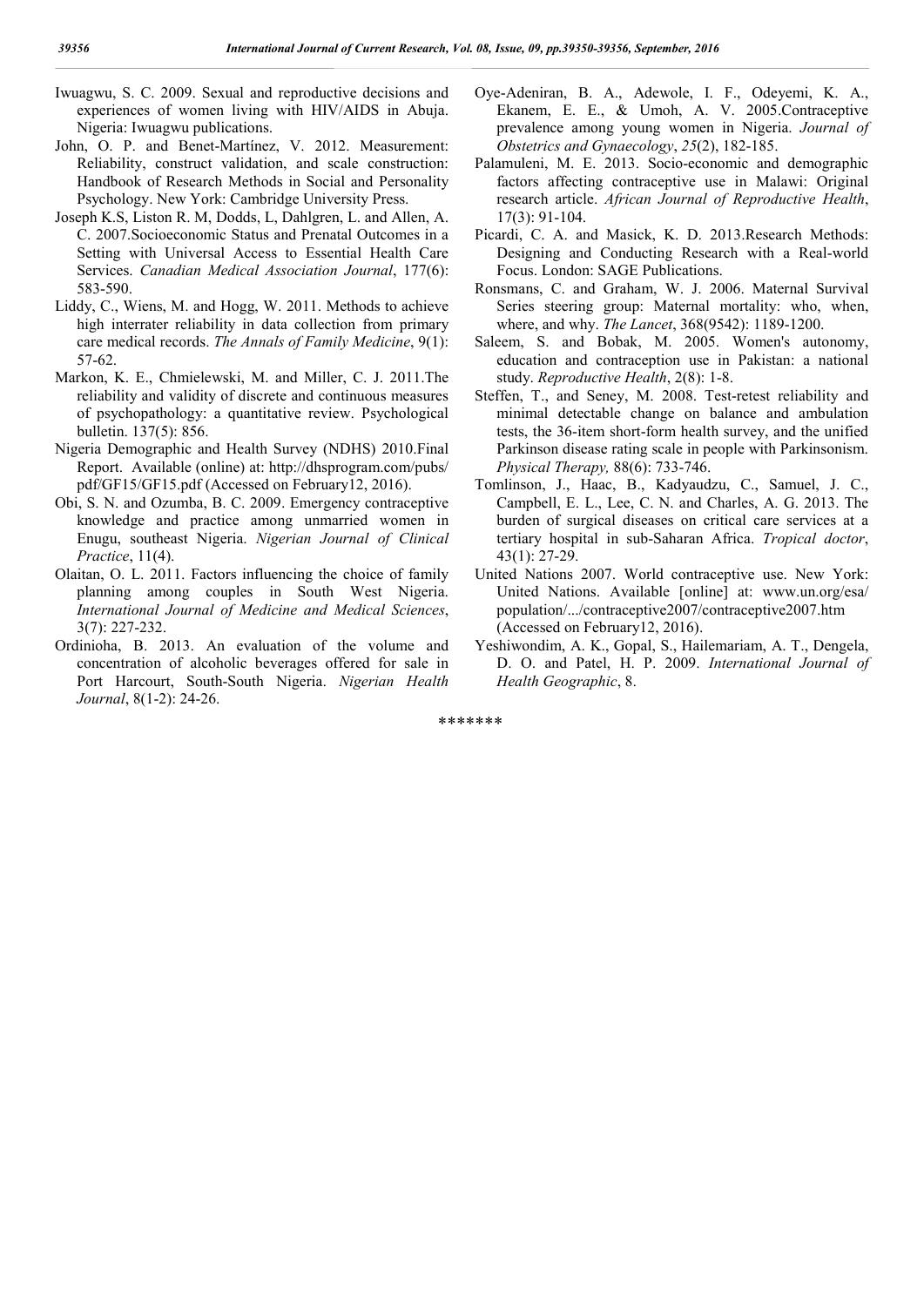Iwuagwu, S. C. 2009. Sexual and reproductive decisions and experiences of women living with HIV/AIDS in Abuja. Nigeria: Iwuagwu publications.

John, O. P. and Benet-Martínez, V. 2012. Measurement: Reliability, construct validation, and scale construction: Handbook of Research Methods in Social and Personality Psychology. New York: Cambridge University Press.

Joseph K.S, Liston R. M, Dodds, L, Dahlgren, L. and Allen, A. C. 2007.Socioeconomic Status and Prenatal Outcomes in a Setting with Universal Access to Essential Health Care Services. *Canadian Medical Association Journal*, 177(6): 583-590.

Liddy, C., Wiens, M. and Hogg, W. 2011. Methods to achieve high interrater reliability in data collection from primary care medical records. *The Annals of Family Medicine*, 9(1): 57-62.

Markon, K. E., Chmielewski, M. and Miller, C. J. 2011.The reliability and validity of discrete and continuous measures of psychopathology: a quantitative review. Psychological bulletin. 137(5): 856.

Nigeria Demographic and Health Survey (NDHS) 2010.Final Report. Available (online) at: http://dhsprogram.com/pubs/pdf/GF15/GF15.pdf (Accessed on February12, 2016).

Obi, S. N. and Ozumba, B. C. 2009. Emergency contraceptive knowledge and practice among unmarried women in Enugu, southeast Nigeria. *Nigerian Journal of Clinical Practice*, 11(4).

Olaitan, O. L. 2011. Factors influencing the choice of family planning among couples in South West Nigeria. *International Journal of Medicine and Medical Sciences*, 3(7): 227-232.

Ordinioha, B. 2013. An evaluation of the volume and concentration of alcoholic beverages offered for sale in Port Harcourt, South-South Nigeria. *Nigerian Health Journal*, 8(1-2): 24-26.

Oye-Adeniran, B. A., Adewole, I. F., Odeyemi, K. A., Ekanem, E. E., & Umoh, A. V. 2005.Contraceptive prevalence among young women in Nigeria. *Journal of Obstetrics and Gynaecology*, *25*(2), 182-185.

Palamuleni, M. E. 2013. Socio-economic and demographic factors affecting contraceptive use in Malawi: Original research article. *African Journal of Reproductive Health*, 17(3): 91-104.

Picardi, C. A. and Masick, K. D. 2013.Research Methods: Designing and Conducting Research with a Real-world Focus. London: SAGE Publications.

Ronsmans, C. and Graham, W. J. 2006. Maternal Survival Series steering group: Maternal mortality: who, when, where, and why. *The Lancet*, 368(9542): 1189-1200.

Saleem, S. and Bobak, M. 2005. Women's autonomy, education and contraception use in Pakistan: a national study. *Reproductive Health*, 2(8): 1-8.

Steffen, T., and Seney, M. 2008. Test-retest reliability and minimal detectable change on balance and ambulation tests, the 36-item short-form health survey, and the unified Parkinson disease rating scale in people with Parkinsonism. *Physical Therapy,* 88(6): 733-746.

Tomlinson, J., Haac, B., Kadyaudzu, C., Samuel, J. C., Campbell, E. L., Lee, C. N. and Charles, A. G. 2013. The burden of surgical diseases on critical care services at a tertiary hospital in sub-Saharan Africa. *Tropical doctor*, 43(1): 27-29.

United Nations 2007. World contraceptive use. New York: United Nations. Available [online] at: www.un.org/esa/population/.../contraceptive2007/contraceptive2007.htm (Accessed on February12, 2016).

Yeshiwondim, A. K., Gopal, S., Hailemariam, A. T., Dengela, D. O. and Patel, H. P. 2009. *International Journal of Health Geographic*, 8.

\*\*\*\*\*\*\*